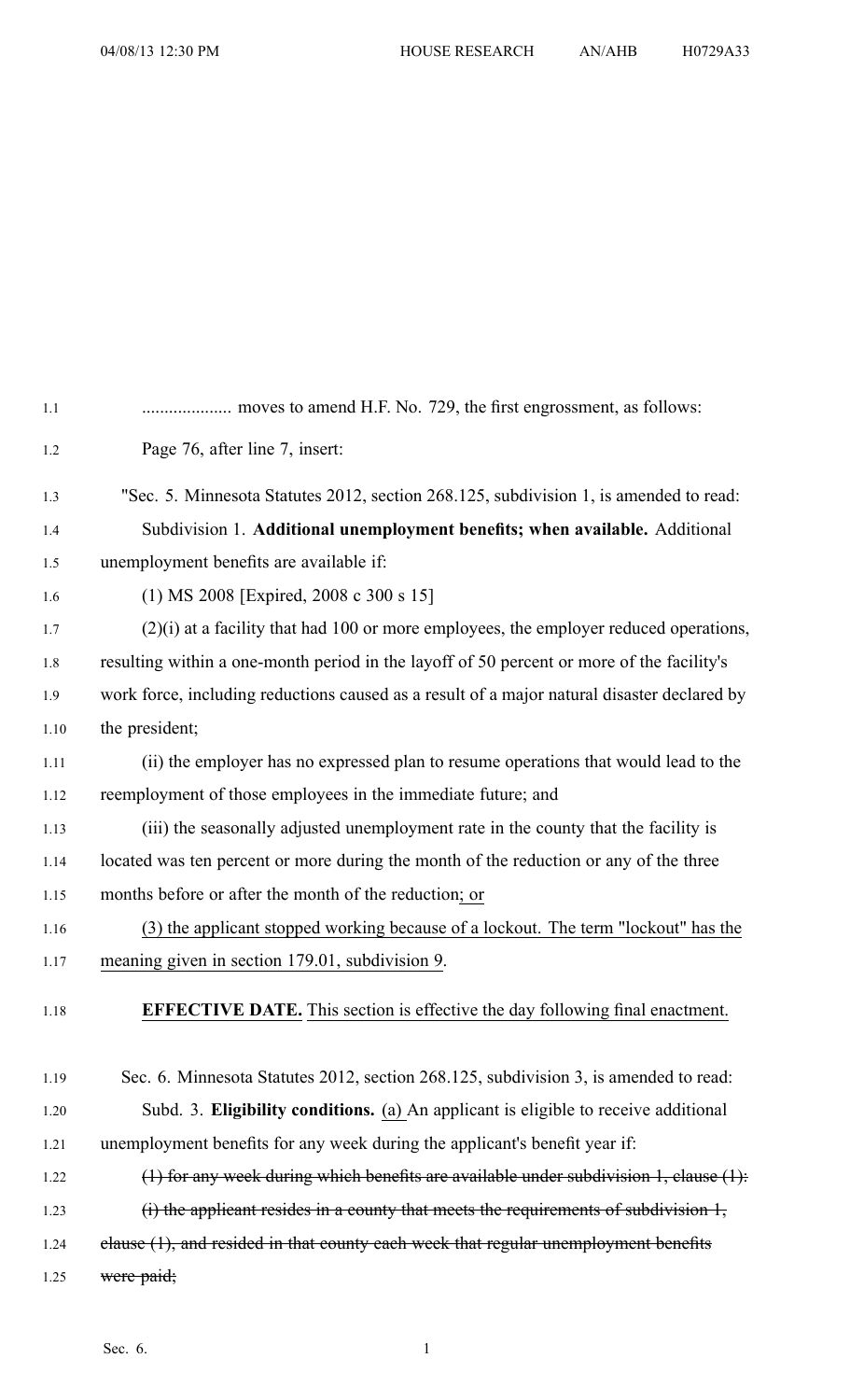.................... moves to amend H.F. No. 729, the first engrossment, as follows:

Page 76, after line 7, insert:

"Sec. 5. Minnesota Statutes 2012, section 268.125, subdivision 1, is amended to read:

Subdivision 1. **Additional unemployment benefits; when available.** Additional unemployment benefits are available if:

(1) MS 2008 [Expired, 2008 c 300 s 15]

(2)(i) at a facility that had 100 or more employees, the employer reduced operations, resulting within a one-month period in the layoff of 50 percent or more of the facility's work force, including reductions caused as a result of a major natural disaster declared by the president;

(ii) the employer has no expressed plan to resume operations that would lead to the reemployment of those employees in the immediate future; and

(iii) the seasonally adjusted unemployment rate in the county that the facility is located was ten percent or more during the month of the reduction or any of the three months before or after the month of the reduction<u>; or</u>

<u>(3) the applicant stopped working because of a lockout. The term "lockout" has the meaning given in section 179.01, subdivision 9</u>.

**<u>EFFECTIVE DATE.</u>** <u>This section is effective the day following final enactment.</u>

Sec. 6. Minnesota Statutes 2012, section 268.125, subdivision 3, is amended to read:

Subd. 3. **Eligibility conditions.** <u>(a)</u> An applicant is eligible to receive additional unemployment benefits for any week during the applicant's benefit year if:

~~(1) for any week during which benefits are available under subdivision 1, clause (1):~~

~~(i) the applicant resides in a county that meets the requirements of subdivision 1, clause (1), and resided in that county each week that regular unemployment benefits were paid;~~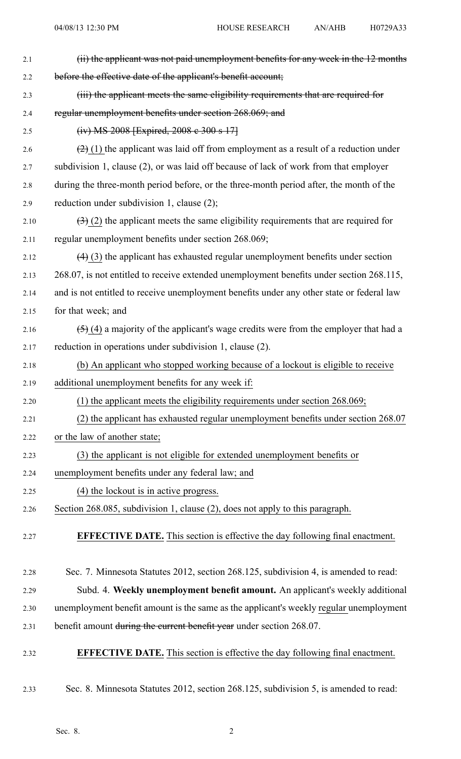~~(ii) the applicant was not paid unemployment benefits for any week in the 12 months before the effective date of the applicant's benefit account;~~

~~(iii) the applicant meets the same eligibility requirements that are required for regular unemployment benefits under section 268.069; and~~

~~(iv) MS 2008 [Expired, 2008 c 300 s 17]~~

~~(2)~~ (1) the applicant was laid off from employment as a result of a reduction under subdivision 1, clause (2), or was laid off because of lack of work from that employer during the three-month period before, or the three-month period after, the month of the reduction under subdivision 1, clause (2);

~~(3)~~ (2) the applicant meets the same eligibility requirements that are required for regular unemployment benefits under section 268.069;

~~(4)~~ (3) the applicant has exhausted regular unemployment benefits under section 268.07, is not entitled to receive extended unemployment benefits under section 268.115, and is not entitled to receive unemployment benefits under any other state or federal law for that week; and

~~(5)~~ (4) a majority of the applicant's wage credits were from the employer that had a reduction in operations under subdivision 1, clause (2).

<u>(b) An applicant who stopped working because of a lockout is eligible to receive additional unemployment benefits for any week if:</u>

<u>(1) the applicant meets the eligibility requirements under section 268.069;</u>

<u>(2) the applicant has exhausted regular unemployment benefits under section 268.07 or the law of another state;</u>

<u>(3) the applicant is not eligible for extended unemployment benefits or unemployment benefits under any federal law; and</u>

<u>(4) the lockout is in active progress.</u>

<u>Section 268.085, subdivision 1, clause (2), does not apply to this paragraph.</u>

**EFFECTIVE DATE.** <u>This section is effective the day following final enactment.</u>

Sec. 7. Minnesota Statutes 2012, section 268.125, subdivision 4, is amended to read:

Subd. 4. **Weekly unemployment benefit amount.** An applicant's weekly additional unemployment benefit amount is the same as the applicant's weekly <u>regular</u> unemployment benefit amount ~~during the current benefit year~~ under section 268.07.

**EFFECTIVE DATE.** <u>This section is effective the day following final enactment.</u>

Sec. 8. Minnesota Statutes 2012, section 268.125, subdivision 5, is amended to read: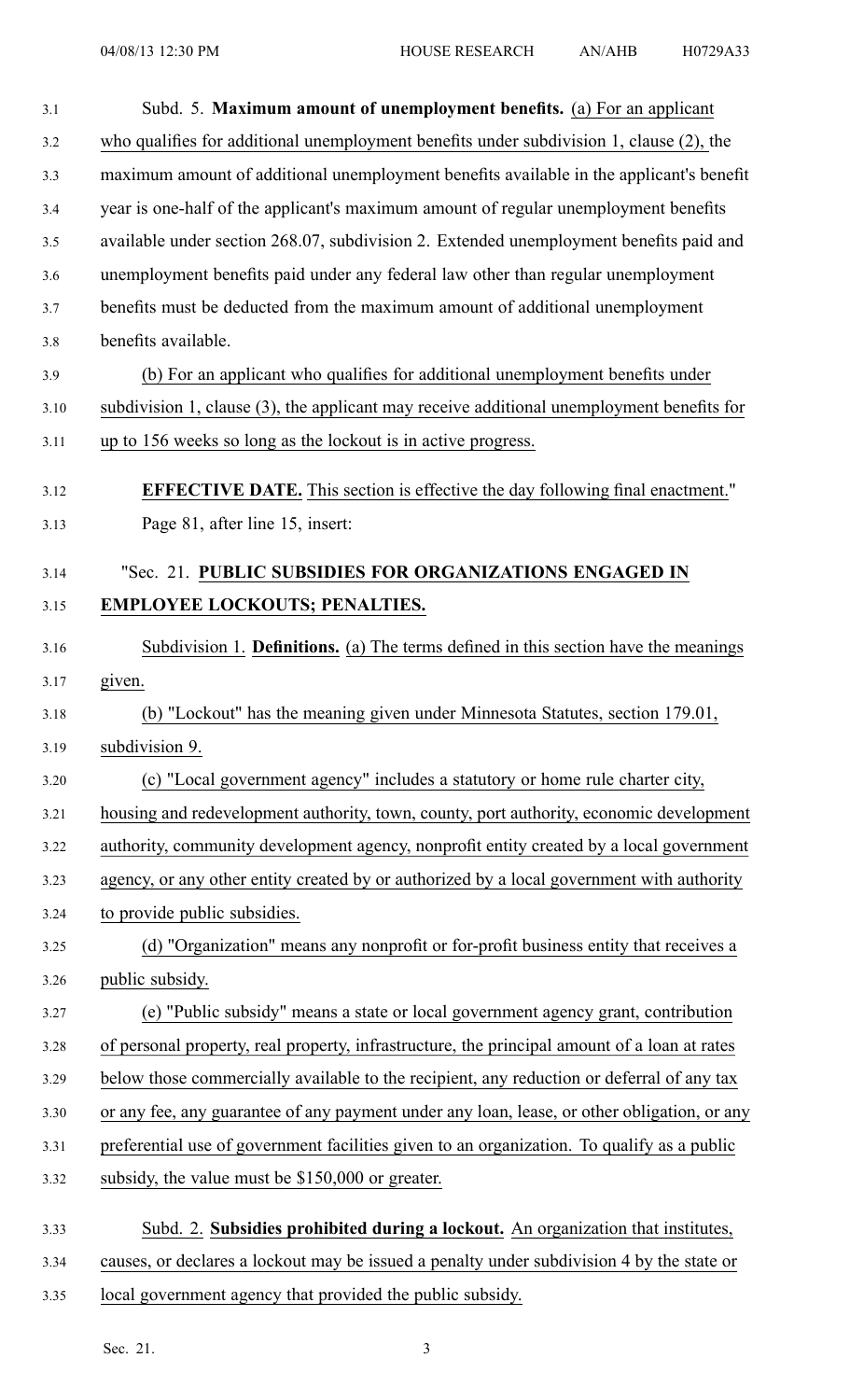Subd. 5. **Maximum amount of unemployment benefits.** (a) For an applicant who qualifies for additional unemployment benefits under subdivision 1, clause (2), the maximum amount of additional unemployment benefits available in the applicant's benefit year is one-half of the applicant's maximum amount of regular unemployment benefits available under section 268.07, subdivision 2. Extended unemployment benefits paid and unemployment benefits paid under any federal law other than regular unemployment benefits must be deducted from the maximum amount of additional unemployment benefits available.

(b) For an applicant who qualifies for additional unemployment benefits under subdivision 1, clause (3), the applicant may receive additional unemployment benefits for up to 156 weeks so long as the lockout is in active progress.

**EFFECTIVE DATE.** This section is effective the day following final enactment."

Page 81, after line 15, insert:

"Sec. 21. **PUBLIC SUBSIDIES FOR ORGANIZATIONS ENGAGED IN EMPLOYEE LOCKOUTS; PENALTIES.**

Subdivision 1. **Definitions.** (a) The terms defined in this section have the meanings given.

(b) "Lockout" has the meaning given under Minnesota Statutes, section 179.01, subdivision 9.

(c) "Local government agency" includes a statutory or home rule charter city, housing and redevelopment authority, town, county, port authority, economic development authority, community development agency, nonprofit entity created by a local government agency, or any other entity created by or authorized by a local government with authority to provide public subsidies.

(d) "Organization" means any nonprofit or for-profit business entity that receives a public subsidy.

(e) "Public subsidy" means a state or local government agency grant, contribution of personal property, real property, infrastructure, the principal amount of a loan at rates below those commercially available to the recipient, any reduction or deferral of any tax or any fee, any guarantee of any payment under any loan, lease, or other obligation, or any preferential use of government facilities given to an organization. To qualify as a public subsidy, the value must be $150,000 or greater.

Subd. 2. **Subsidies prohibited during a lockout.** An organization that institutes, causes, or declares a lockout may be issued a penalty under subdivision 4 by the state or local government agency that provided the public subsidy.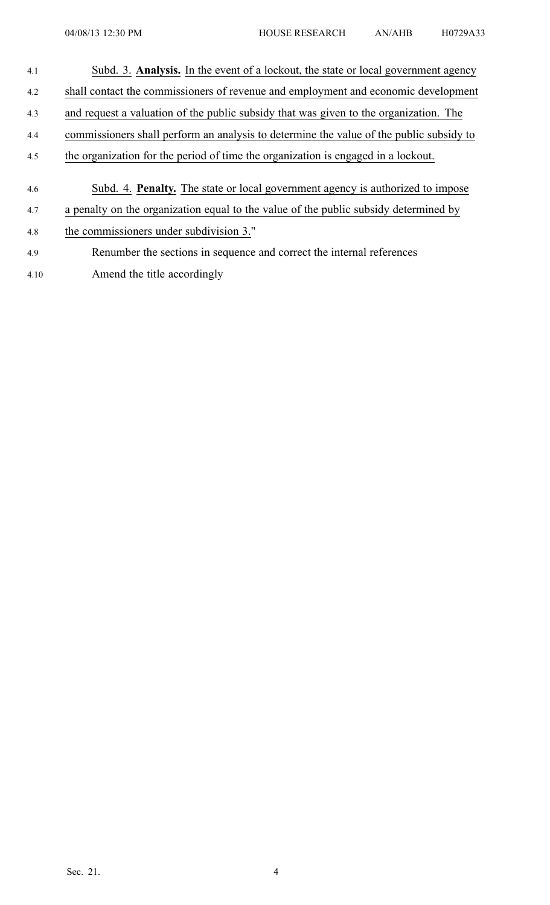Subd. 3. **Analysis.** In the event of a lockout, the state or local government agency shall contact the commissioners of revenue and employment and economic development and request a valuation of the public subsidy that was given to the organization. The commissioners shall perform an analysis to determine the value of the public subsidy to the organization for the period of time the organization is engaged in a lockout.

Subd. 4. **Penalty.** The state or local government agency is authorized to impose a penalty on the organization equal to the value of the public subsidy determined by the commissioners under subdivision 3."

Renumber the sections in sequence and correct the internal references

Amend the title accordingly